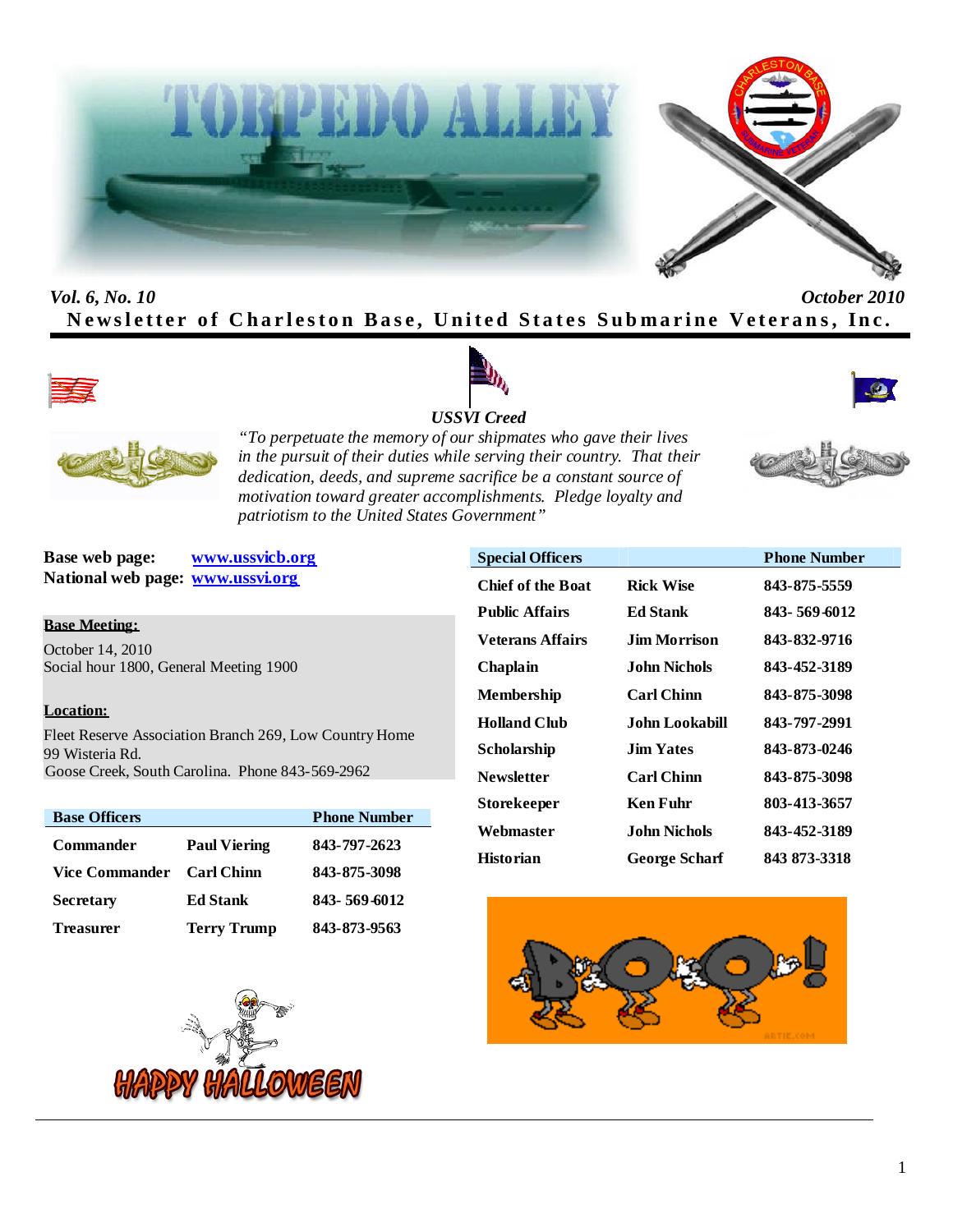# TORPEDO ALLEY

*Vol. 6, No. 10* *October 2010*

**Newsletter of Charleston Base, United States Submarine Veterans, Inc.**

***USSVI Creed***

*"To perpetuate the memory of our shipmates who gave their lives in the pursuit of their duties while serving their country. That their dedication, deeds, and supreme sacrifice be a constant source of motivation toward greater accomplishments. Pledge loyalty and patriotism to the United States Government"*

**Base web page:** www.ussvicb.org
**National web page:** www.ussvi.org

**Base Meeting:**

October 14, 2010
Social hour 1800, General Meeting 1900

**Location:**

Fleet Reserve Association Branch 269, Low Country Home
99 Wisteria Rd.
Goose Creek, South Carolina. Phone 843-569-2962

| Base Officers | | Phone Number |
|---|---|---|
| Commander | Paul Viering | 843-797-2623 |
| Vice Commander | Carl Chinn | 843-875-3098 |
| Secretary | Ed Stank | 843- 569-6012 |
| Treasurer | Terry Trump | 843-873-9563 |

| Special Officers | | Phone Number |
|---|---|---|
| Chief of the Boat | Rick Wise | 843-875-5559 |
| Public Affairs | Ed Stank | 843- 569-6012 |
| Veterans Affairs | Jim Morrison | 843-832-9716 |
| Chaplain | John Nichols | 843-452-3189 |
| Membership | Carl Chinn | 843-875-3098 |
| Holland Club | John Lookabill | 843-797-2991 |
| Scholarship | Jim Yates | 843-873-0246 |
| Newsletter | Carl Chinn | 843-875-3098 |
| Storekeeper | Ken Fuhr | 803-413-3657 |
| Webmaster | John Nichols | 843-452-3189 |
| Historian | George Scharf | 843 873-3318 |

HAPPY HALLOWEEN

BOO!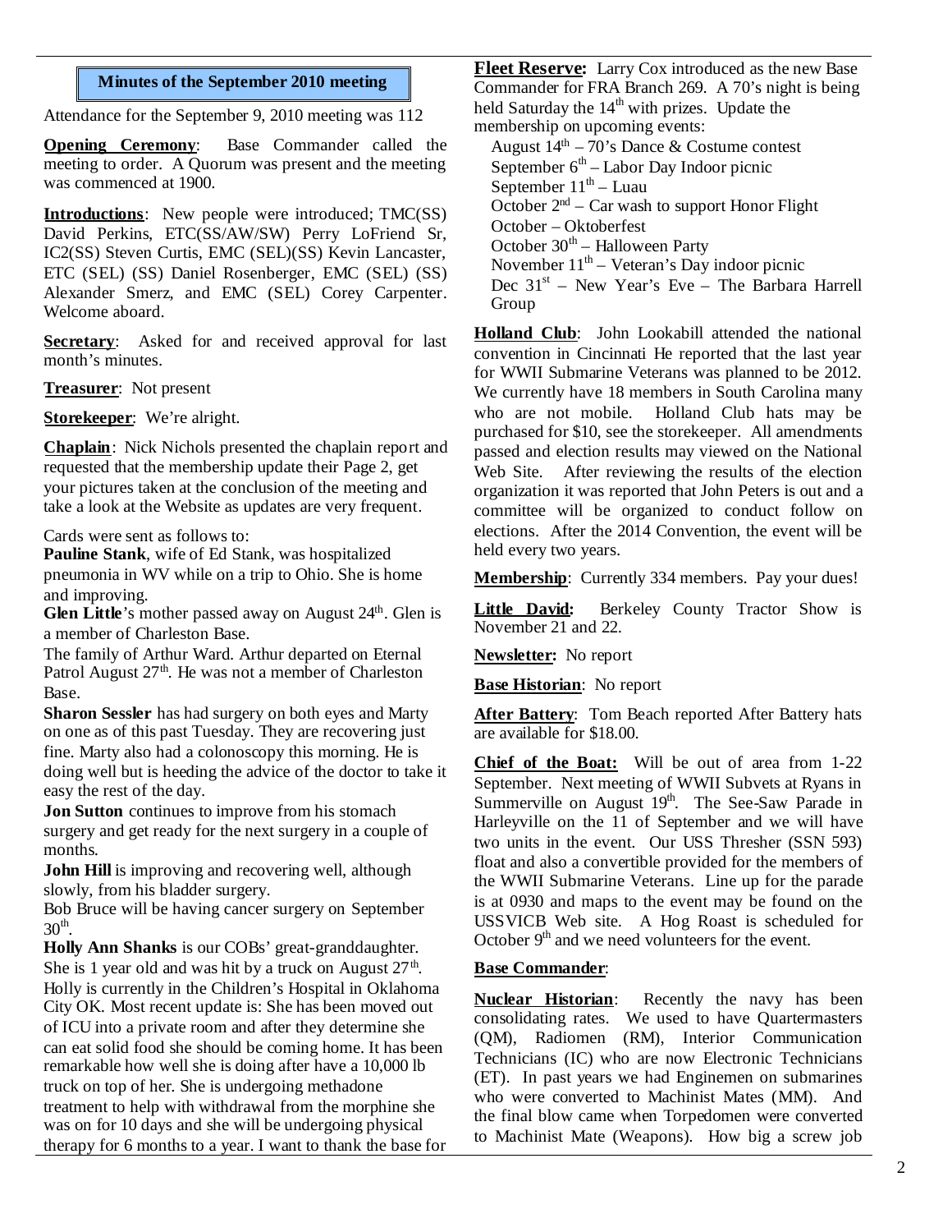## Minutes of the September 2010 meeting

Attendance for the September 9, 2010 meeting was 112

**Opening Ceremony**: Base Commander called the meeting to order. A Quorum was present and the meeting was commenced at 1900.

**Introductions**: New people were introduced; TMC(SS) David Perkins, ETC(SS/AW/SW) Perry LoFriend Sr, IC2(SS) Steven Curtis, EMC (SEL)(SS) Kevin Lancaster, ETC (SEL) (SS) Daniel Rosenberger, EMC (SEL) (SS) Alexander Smerz, and EMC (SEL) Corey Carpenter. Welcome aboard.

**Secretary**: Asked for and received approval for last month's minutes.

**Treasurer**: Not present

**Storekeeper**: We're alright.

**Chaplain**: Nick Nichols presented the chaplain report and requested that the membership update their Page 2, get your pictures taken at the conclusion of the meeting and take a look at the Website as updates are very frequent.

Cards were sent as follows to:

**Pauline Stank**, wife of Ed Stank, was hospitalized pneumonia in WV while on a trip to Ohio. She is home and improving.

**Glen Little**'s mother passed away on August 24th. Glen is a member of Charleston Base.

The family of Arthur Ward. Arthur departed on Eternal Patrol August 27th. He was not a member of Charleston Base.

**Sharon Sessler** has had surgery on both eyes and Marty on one as of this past Tuesday. They are recovering just fine. Marty also had a colonoscopy this morning. He is doing well but is heeding the advice of the doctor to take it easy the rest of the day.

**Jon Sutton** continues to improve from his stomach surgery and get ready for the next surgery in a couple of months.

**John Hill** is improving and recovering well, although slowly, from his bladder surgery.

Bob Bruce will be having cancer surgery on September 30th.

**Holly Ann Shanks** is our COBs' great-granddaughter. She is 1 year old and was hit by a truck on August 27th. Holly is currently in the Children's Hospital in Oklahoma City OK. Most recent update is: She has been moved out of ICU into a private room and after they determine she can eat solid food she should be coming home. It has been remarkable how well she is doing after have a 10,000 lb truck on top of her. She is undergoing methadone treatment to help with withdrawal from the morphine she was on for 10 days and she will be undergoing physical therapy for 6 months to a year. I want to thank the base for

**Fleet Reserve:** Larry Cox introduced as the new Base Commander for FRA Branch 269. A 70's night is being held Saturday the 14th with prizes. Update the membership on upcoming events:

- August 14th – 70's Dance & Costume contest
- September 6th – Labor Day Indoor picnic
- September 11th – Luau
- October 2nd – Car wash to support Honor Flight
- October – Oktoberfest
- October 30th – Halloween Party
- November 11th – Veteran's Day indoor picnic
- Dec 31st – New Year's Eve – The Barbara Harrell Group

**Holland Club**: John Lookabill attended the national convention in Cincinnati He reported that the last year for WWII Submarine Veterans was planned to be 2012. We currently have 18 members in South Carolina many who are not mobile. Holland Club hats may be purchased for $10, see the storekeeper. All amendments passed and election results may viewed on the National Web Site. After reviewing the results of the election organization it was reported that John Peters is out and a committee will be organized to conduct follow on elections. After the 2014 Convention, the event will be held every two years.

**Membership**: Currently 334 members. Pay your dues!

**Little David:** Berkeley County Tractor Show is November 21 and 22.

**Newsletter:** No report

**Base Historian**: No report

**After Battery**: Tom Beach reported After Battery hats are available for $18.00.

**Chief of the Boat:** Will be out of area from 1-22 September. Next meeting of WWII Subvets at Ryans in Summerville on August 19th. The See-Saw Parade in Harleyville on the 11 of September and we will have two units in the event. Our USS Thresher (SSN 593) float and also a convertible provided for the members of the WWII Submarine Veterans. Line up for the parade is at 0930 and maps to the event may be found on the USSVICB Web site. A Hog Roast is scheduled for October 9th and we need volunteers for the event.

**Base Commander**:

**Nuclear Historian**: Recently the navy has been consolidating rates. We used to have Quartermasters (QM), Radiomen (RM), Interior Communication Technicians (IC) who are now Electronic Technicians (ET). In past years we had Enginemen on submarines who were converted to Machinist Mates (MM). And the final blow came when Torpedomen were converted to Machinist Mate (Weapons). How big a screw job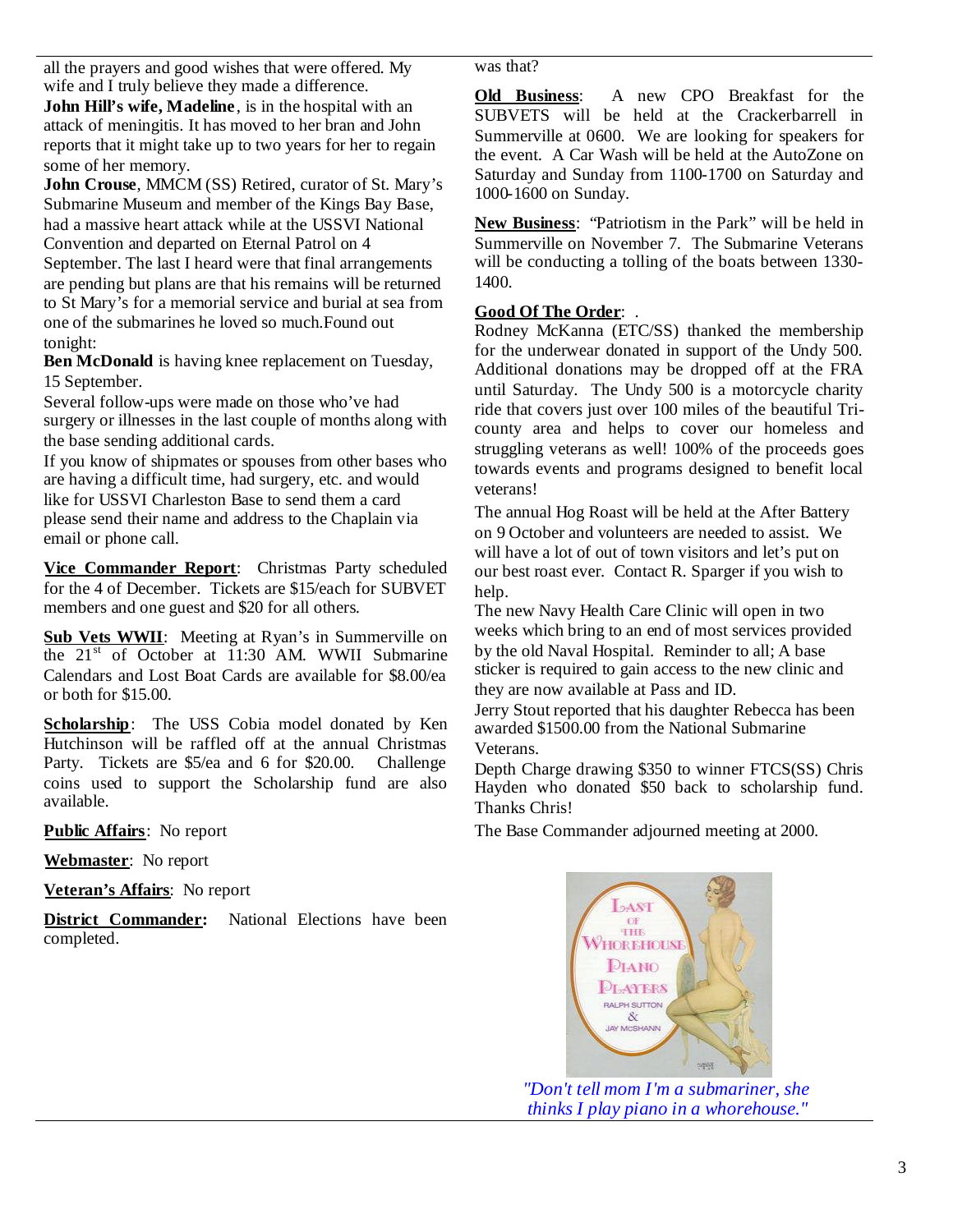all the prayers and good wishes that were offered. My wife and I truly believe they made a difference.

**John Hill's wife, Madeline**, is in the hospital with an attack of meningitis. It has moved to her bran and John reports that it might take up to two years for her to regain some of her memory.

**John Crouse**, MMCM (SS) Retired, curator of St. Mary's Submarine Museum and member of the Kings Bay Base, had a massive heart attack while at the USSVI National Convention and departed on Eternal Patrol on 4 September. The last I heard were that final arrangements are pending but plans are that his remains will be returned to St Mary's for a memorial service and burial at sea from one of the submarines he loved so much.Found out tonight:

**Ben McDonald** is having knee replacement on Tuesday, 15 September.

Several follow-ups were made on those who've had surgery or illnesses in the last couple of months along with the base sending additional cards.

If you know of shipmates or spouses from other bases who are having a difficult time, had surgery, etc. and would like for USSVI Charleston Base to send them a card please send their name and address to the Chaplain via email or phone call.

**Vice Commander Report**: Christmas Party scheduled for the 4 of December. Tickets are $15/each for SUBVET members and one guest and $20 for all others.

**Sub Vets WWII**: Meeting at Ryan's in Summerville on the 21st of October at 11:30 AM. WWII Submarine Calendars and Lost Boat Cards are available for $8.00/ea or both for $15.00.

**Scholarship**: The USS Cobia model donated by Ken Hutchinson will be raffled off at the annual Christmas Party. Tickets are $5/ea and 6 for $20.00. Challenge coins used to support the Scholarship fund are also available.

**Public Affairs**: No report

**Webmaster**: No report

**Veteran's Affairs**: No report

**District Commander:** National Elections have been completed.

was that?

**Old Business**: A new CPO Breakfast for the SUBVETS will be held at the Crackerbarrell in Summerville at 0600. We are looking for speakers for the event. A Car Wash will be held at the AutoZone on Saturday and Sunday from 1100-1700 on Saturday and 1000-1600 on Sunday.

**New Business**: "Patriotism in the Park" will be held in Summerville on November 7. The Submarine Veterans will be conducting a tolling of the boats between 1330-1400.

**Good Of The Order**: .

Rodney McKanna (ETC/SS) thanked the membership for the underwear donated in support of the Undy 500. Additional donations may be dropped off at the FRA until Saturday. The Undy 500 is a motorcycle charity ride that covers just over 100 miles of the beautiful Tri-county area and helps to cover our homeless and struggling veterans as well! 100% of the proceeds goes towards events and programs designed to benefit local veterans!

The annual Hog Roast will be held at the After Battery on 9 October and volunteers are needed to assist. We will have a lot of out of town visitors and let's put on our best roast ever. Contact R. Sparger if you wish to help.

The new Navy Health Care Clinic will open in two weeks which bring to an end of most services provided by the old Naval Hospital. Reminder to all; A base sticker is required to gain access to the new clinic and they are now available at Pass and ID.

Jerry Stout reported that his daughter Rebecca has been awarded $1500.00 from the National Submarine Veterans.

Depth Charge drawing $350 to winner FTCS(SS) Chris Hayden who donated $50 back to scholarship fund. Thanks Chris!

The Base Commander adjourned meeting at 2000.

*"Don't tell mom I'm a submariner, she thinks I play piano in a whorehouse."*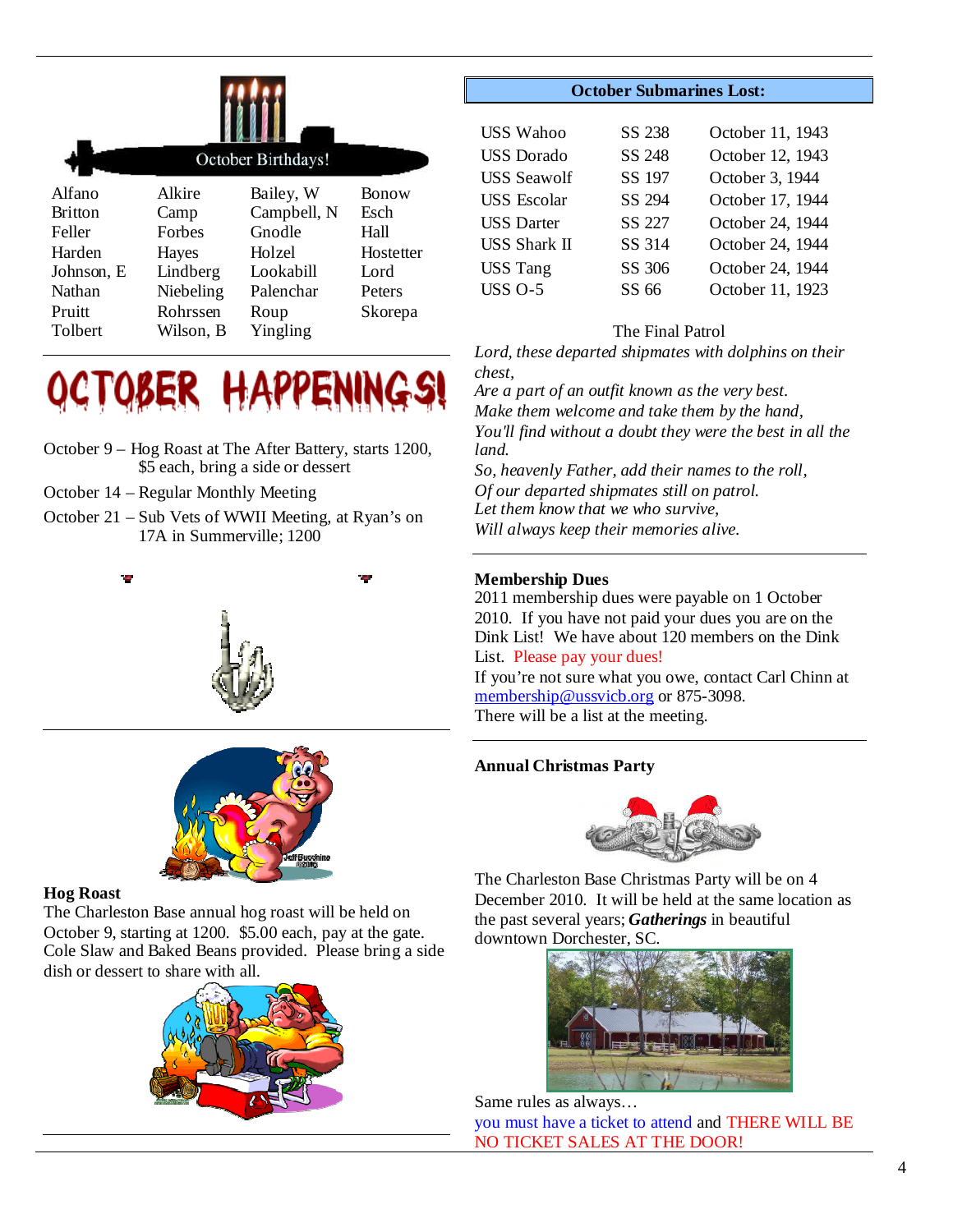## October Birthdays!

| | | | |
|---|---|---|---|
| Alfano | Alkire | Bailey, W | Bonow |
| Britton | Camp | Campbell, N | Esch |
| Feller | Forbes | Gnodle | Hall |
| Harden | Hayes | Holzel | Hostetter |
| Johnson, E | Lindberg | Lookabill | Lord |
| Nathan | Niebeling | Palenchar | Peters |
| Pruitt | Rohrssen | Roup | Skorepa |
| Tolbert | Wilson, B | Yingling | |

# OCTOBER HAPPENINGS!

October 9 – Hog Roast at The After Battery, starts 1200, $5 each, bring a side or dessert

October 14 – Regular Monthly Meeting

October 21 – Sub Vets of WWII Meeting, at Ryan's on 17A in Summerville; 1200

### Hog Roast

The Charleston Base annual hog roast will be held on October 9, starting at 1200. $5.00 each, pay at the gate. Cole Slaw and Baked Beans provided. Please bring a side dish or dessert to share with all.

## October Submarines Lost:

| | | |
|---|---|---|
| USS Wahoo | SS 238 | October 11, 1943 |
| USS Dorado | SS 248 | October 12, 1943 |
| USS Seawolf | SS 197 | October 3, 1944 |
| USS Escolar | SS 294 | October 17, 1944 |
| USS Darter | SS 227 | October 24, 1944 |
| USS Shark II | SS 314 | October 24, 1944 |
| USS Tang | SS 306 | October 24, 1944 |
| USS O-5 | SS 66 | October 11, 1923 |

The Final Patrol

*Lord, these departed shipmates with dolphins on their chest,*
*Are a part of an outfit known as the very best.*
*Make them welcome and take them by the hand,*
*You'll find without a doubt they were the best in all the land.*
*So, heavenly Father, add their names to the roll,*
*Of our departed shipmates still on patrol.*
*Let them know that we who survive,*
*Will always keep their memories alive.*

### Membership Dues

2011 membership dues were payable on 1 October 2010. If you have not paid your dues you are on the Dink List! We have about 120 members on the Dink List. Please pay your dues!
If you're not sure what you owe, contact Carl Chinn at membership@ussvicb.org or 875-3098.
There will be a list at the meeting.

### Annual Christmas Party

The Charleston Base Christmas Party will be on 4 December 2010. It will be held at the same location as the past several years; ***Gatherings*** in beautiful downtown Dorchester, SC.

Same rules as always…
you must have a ticket to attend and THERE WILL BE NO TICKET SALES AT THE DOOR!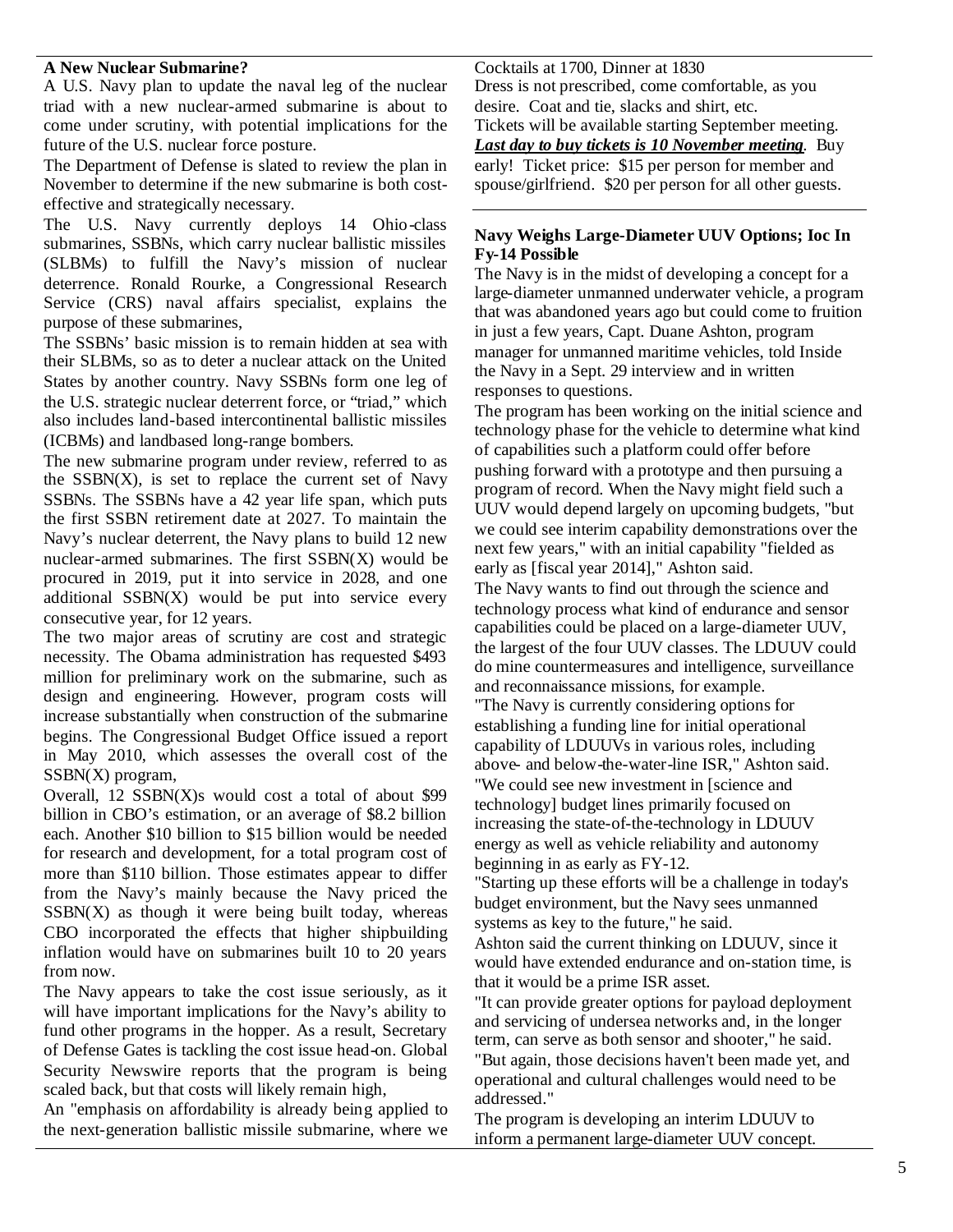**A New Nuclear Submarine?**

A U.S. Navy plan to update the naval leg of the nuclear triad with a new nuclear-armed submarine is about to come under scrutiny, with potential implications for the future of the U.S. nuclear force posture.

The Department of Defense is slated to review the plan in November to determine if the new submarine is both cost-effective and strategically necessary.

The U.S. Navy currently deploys 14 Ohio-class submarines, SSBNs, which carry nuclear ballistic missiles (SLBMs) to fulfill the Navy's mission of nuclear deterrence. Ronald Rourke, a Congressional Research Service (CRS) naval affairs specialist, explains the purpose of these submarines,

The SSBNs' basic mission is to remain hidden at sea with their SLBMs, so as to deter a nuclear attack on the United States by another country. Navy SSBNs form one leg of the U.S. strategic nuclear deterrent force, or "triad," which also includes land-based intercontinental ballistic missiles (ICBMs) and landbased long-range bombers.

The new submarine program under review, referred to as the SSBN(X), is set to replace the current set of Navy SSBNs. The SSBNs have a 42 year life span, which puts the first SSBN retirement date at 2027. To maintain the Navy's nuclear deterrent, the Navy plans to build 12 new nuclear-armed submarines. The first SSBN(X) would be procured in 2019, put it into service in 2028, and one additional SSBN(X) would be put into service every consecutive year, for 12 years.

The two major areas of scrutiny are cost and strategic necessity. The Obama administration has requested $493 million for preliminary work on the submarine, such as design and engineering. However, program costs will increase substantially when construction of the submarine begins. The Congressional Budget Office issued a report in May 2010, which assesses the overall cost of the SSBN(X) program,

Overall, 12 SSBN(X)s would cost a total of about $99 billion in CBO's estimation, or an average of $8.2 billion each. Another $10 billion to $15 billion would be needed for research and development, for a total program cost of more than $110 billion. Those estimates appear to differ from the Navy's mainly because the Navy priced the SSBN(X) as though it were being built today, whereas CBO incorporated the effects that higher shipbuilding inflation would have on submarines built 10 to 20 years from now.

The Navy appears to take the cost issue seriously, as it will have important implications for the Navy's ability to fund other programs in the hopper. As a result, Secretary of Defense Gates is tackling the cost issue head-on. Global Security Newswire reports that the program is being scaled back, but that costs will likely remain high,

An "emphasis on affordability is already being applied to the next-generation ballistic missile submarine, where we

Cocktails at 1700, Dinner at 1830

Dress is not prescribed, come comfortable, as you desire. Coat and tie, slacks and shirt, etc.

Tickets will be available starting September meeting. ***Last day to buy tickets is 10 November meeting***. Buy early! Ticket price: $15 per person for member and spouse/girlfriend. $20 per person for all other guests.

---

**Navy Weighs Large-Diameter UUV Options; Ioc In Fy-14 Possible**

The Navy is in the midst of developing a concept for a large-diameter unmanned underwater vehicle, a program that was abandoned years ago but could come to fruition in just a few years, Capt. Duane Ashton, program manager for unmanned maritime vehicles, told Inside the Navy in a Sept. 29 interview and in written responses to questions.

The program has been working on the initial science and technology phase for the vehicle to determine what kind of capabilities such a platform could offer before pushing forward with a prototype and then pursuing a program of record. When the Navy might field such a UUV would depend largely on upcoming budgets, "but we could see interim capability demonstrations over the next few years," with an initial capability "fielded as early as [fiscal year 2014]," Ashton said.

The Navy wants to find out through the science and technology process what kind of endurance and sensor capabilities could be placed on a large-diameter UUV, the largest of the four UUV classes. The LDUUV could do mine countermeasures and intelligence, surveillance and reconnaissance missions, for example.

"The Navy is currently considering options for establishing a funding line for initial operational capability of LDUUVs in various roles, including above- and below-the-water-line ISR," Ashton said.

"We could see new investment in [science and technology] budget lines primarily focused on increasing the state-of-the-technology in LDUUV energy as well as vehicle reliability and autonomy beginning in as early as FY-12.

"Starting up these efforts will be a challenge in today's budget environment, but the Navy sees unmanned systems as key to the future," he said.

Ashton said the current thinking on LDUUV, since it would have extended endurance and on-station time, is that it would be a prime ISR asset.

"It can provide greater options for payload deployment and servicing of undersea networks and, in the longer term, can serve as both sensor and shooter," he said. "But again, those decisions haven't been made yet, and operational and cultural challenges would need to be addressed."

The program is developing an interim LDUUV to inform a permanent large-diameter UUV concept.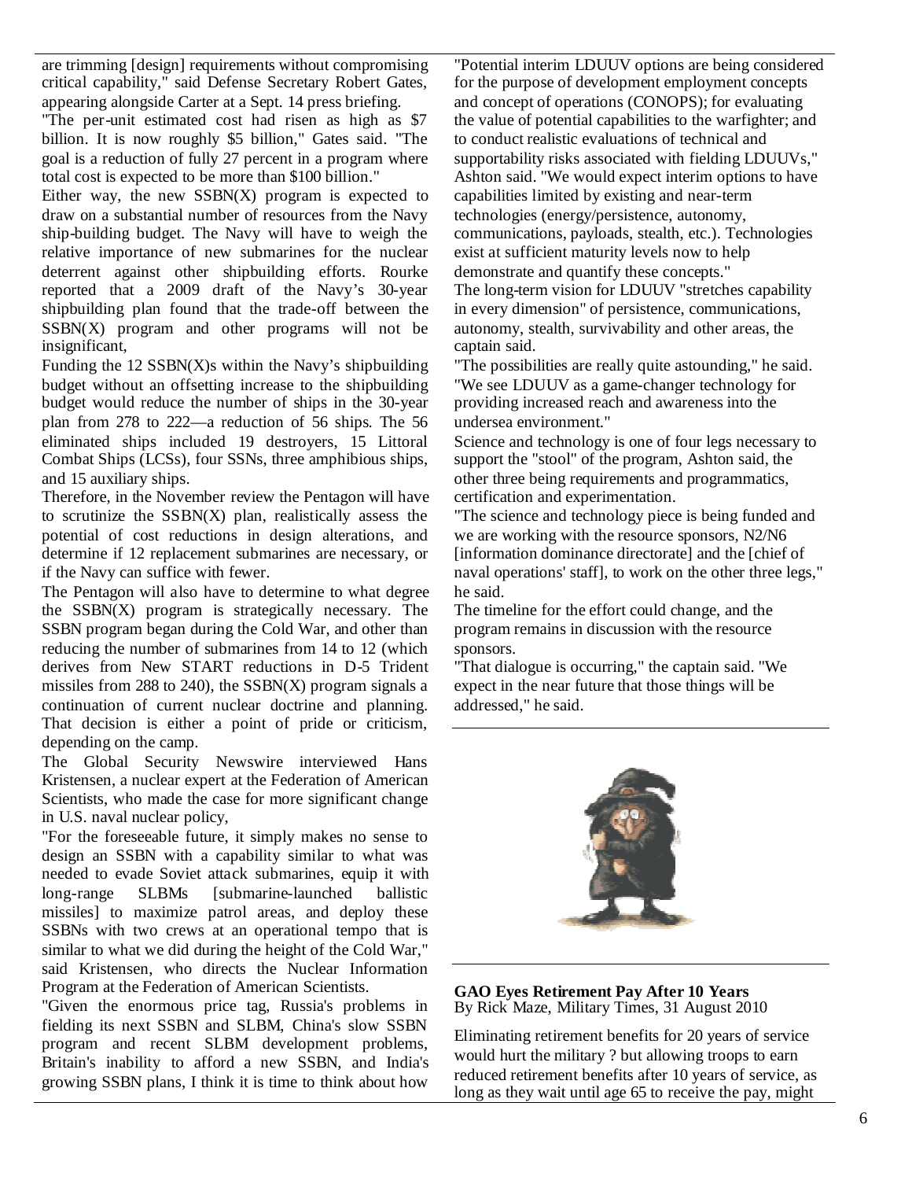are trimming [design] requirements without compromising critical capability," said Defense Secretary Robert Gates, appearing alongside Carter at a Sept. 14 press briefing.

"The per-unit estimated cost had risen as high as $7 billion. It is now roughly $5 billion," Gates said. "The goal is a reduction of fully 27 percent in a program where total cost is expected to be more than $100 billion."

Either way, the new SSBN(X) program is expected to draw on a substantial number of resources from the Navy ship-building budget. The Navy will have to weigh the relative importance of new submarines for the nuclear deterrent against other shipbuilding efforts. Rourke reported that a 2009 draft of the Navy's 30-year shipbuilding plan found that the trade-off between the SSBN(X) program and other programs will not be insignificant,

Funding the 12 SSBN(X)s within the Navy's shipbuilding budget without an offsetting increase to the shipbuilding budget would reduce the number of ships in the 30-year plan from 278 to 222—a reduction of 56 ships. The 56 eliminated ships included 19 destroyers, 15 Littoral Combat Ships (LCSs), four SSNs, three amphibious ships, and 15 auxiliary ships.

Therefore, in the November review the Pentagon will have to scrutinize the SSBN(X) plan, realistically assess the potential of cost reductions in design alterations, and determine if 12 replacement submarines are necessary, or if the Navy can suffice with fewer.

The Pentagon will also have to determine to what degree the SSBN(X) program is strategically necessary. The SSBN program began during the Cold War, and other than reducing the number of submarines from 14 to 12 (which derives from New START reductions in D-5 Trident missiles from 288 to 240), the SSBN(X) program signals a continuation of current nuclear doctrine and planning. That decision is either a point of pride or criticism, depending on the camp.

The Global Security Newswire interviewed Hans Kristensen, a nuclear expert at the Federation of American Scientists, who made the case for more significant change in U.S. naval nuclear policy,

"For the foreseeable future, it simply makes no sense to design an SSBN with a capability similar to what was needed to evade Soviet attack submarines, equip it with long-range SLBMs [submarine-launched ballistic missiles] to maximize patrol areas, and deploy these SSBNs with two crews at an operational tempo that is similar to what we did during the height of the Cold War," said Kristensen, who directs the Nuclear Information Program at the Federation of American Scientists.

"Given the enormous price tag, Russia's problems in fielding its next SSBN and SLBM, China's slow SSBN program and recent SLBM development problems, Britain's inability to afford a new SSBN, and India's growing SSBN plans, I think it is time to think about how

"Potential interim LDUUV options are being considered for the purpose of development employment concepts and concept of operations (CONOPS); for evaluating the value of potential capabilities to the warfighter; and to conduct realistic evaluations of technical and supportability risks associated with fielding LDUUVs," Ashton said. "We would expect interim options to have capabilities limited by existing and near-term technologies (energy/persistence, autonomy, communications, payloads, stealth, etc.). Technologies exist at sufficient maturity levels now to help demonstrate and quantify these concepts."

The long-term vision for LDUUV "stretches capability in every dimension" of persistence, communications, autonomy, stealth, survivability and other areas, the captain said.

"The possibilities are really quite astounding," he said. "We see LDUUV as a game-changer technology for providing increased reach and awareness into the undersea environment."

Science and technology is one of four legs necessary to support the "stool" of the program, Ashton said, the other three being requirements and programmatics, certification and experimentation.

"The science and technology piece is being funded and we are working with the resource sponsors, N2/N6 [information dominance directorate] and the [chief of naval operations' staff], to work on the other three legs," he said.

The timeline for the effort could change, and the program remains in discussion with the resource sponsors.

"That dialogue is occurring," the captain said. "We expect in the near future that those things will be addressed," he said.

---

**GAO Eyes Retirement Pay After 10 Years**
By Rick Maze, Military Times, 31 August 2010

Eliminating retirement benefits for 20 years of service would hurt the military ? but allowing troops to earn reduced retirement benefits after 10 years of service, as long as they wait until age 65 to receive the pay, might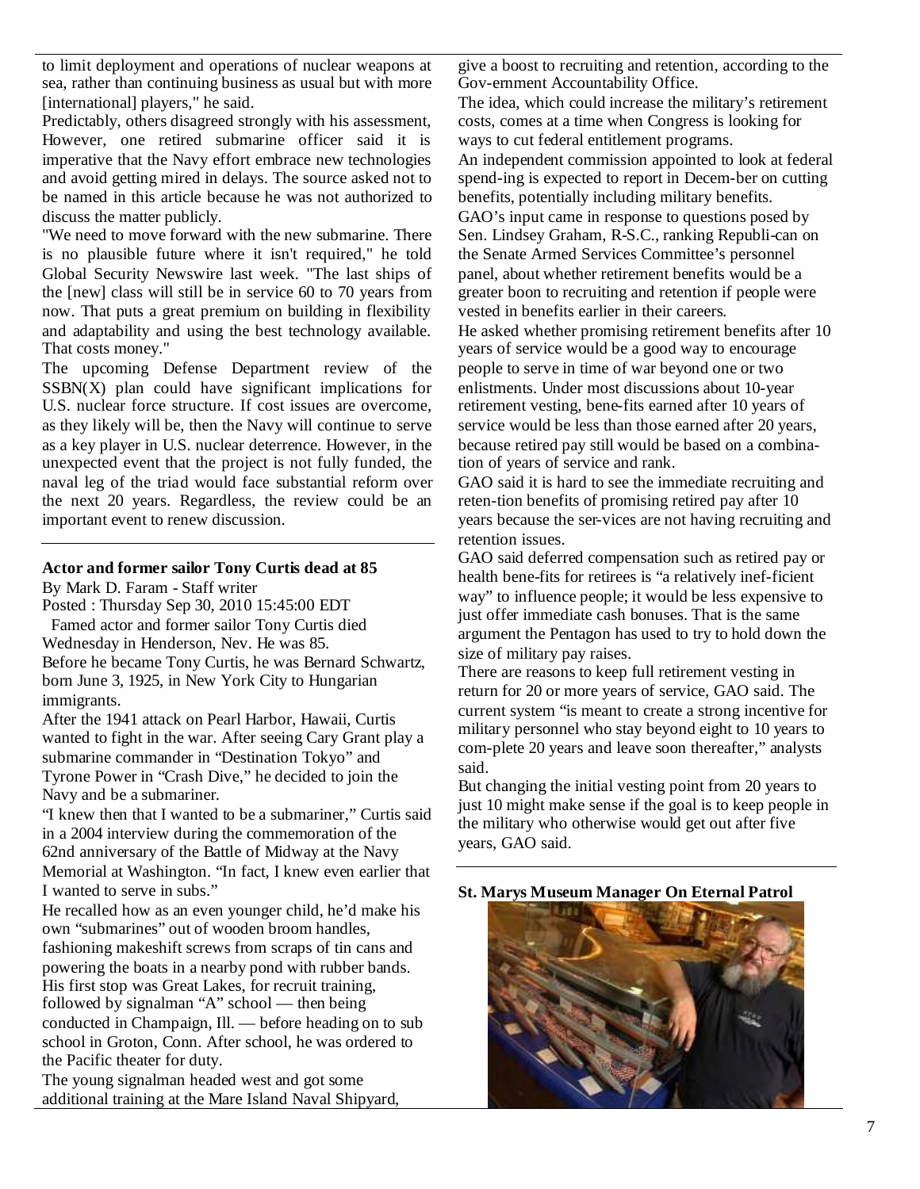to limit deployment and operations of nuclear weapons at sea, rather than continuing business as usual but with more [international] players," he said.

Predictably, others disagreed strongly with his assessment, However, one retired submarine officer said it is imperative that the Navy effort embrace new technologies and avoid getting mired in delays. The source asked not to be named in this article because he was not authorized to discuss the matter publicly.

"We need to move forward with the new submarine. There is no plausible future where it isn't required," he told Global Security Newswire last week. "The last ships of the [new] class will still be in service 60 to 70 years from now. That puts a great premium on building in flexibility and adaptability and using the best technology available. That costs money."

The upcoming Defense Department review of the SSBN(X) plan could have significant implications for U.S. nuclear force structure. If cost issues are overcome, as they likely will be, then the Navy will continue to serve as a key player in U.S. nuclear deterrence. However, in the unexpected event that the project is not fully funded, the naval leg of the triad would face substantial reform over the next 20 years. Regardless, the review could be an important event to renew discussion.

---

**Actor and former sailor Tony Curtis dead at 85**

By Mark D. Faram - Staff writer

Posted : Thursday Sep 30, 2010 15:45:00 EDT

Famed actor and former sailor Tony Curtis died Wednesday in Henderson, Nev. He was 85.

Before he became Tony Curtis, he was Bernard Schwartz, born June 3, 1925, in New York City to Hungarian immigrants.

After the 1941 attack on Pearl Harbor, Hawaii, Curtis wanted to fight in the war. After seeing Cary Grant play a submarine commander in "Destination Tokyo" and Tyrone Power in "Crash Dive," he decided to join the Navy and be a submariner.

"I knew then that I wanted to be a submariner," Curtis said in a 2004 interview during the commemoration of the 62nd anniversary of the Battle of Midway at the Navy Memorial at Washington. "In fact, I knew even earlier that I wanted to serve in subs."

He recalled how as an even younger child, he'd make his own "submarines" out of wooden broom handles, fashioning makeshift screws from scraps of tin cans and powering the boats in a nearby pond with rubber bands.

His first stop was Great Lakes, for recruit training, followed by signalman "A" school — then being conducted in Champaign, Ill. — before heading on to sub school in Groton, Conn. After school, he was ordered to the Pacific theater for duty.

The young signalman headed west and got some additional training at the Mare Island Naval Shipyard,

give a boost to recruiting and retention, according to the Gov-ernment Accountability Office.

The idea, which could increase the military's retirement costs, comes at a time when Congress is looking for ways to cut federal entitlement programs.

An independent commission appointed to look at federal spend-ing is expected to report in Decem-ber on cutting benefits, potentially including military benefits.

GAO's input came in response to questions posed by Sen. Lindsey Graham, R-S.C., ranking Republi-can on the Senate Armed Services Committee's personnel panel, about whether retirement benefits would be a greater boon to recruiting and retention if people were vested in benefits earlier in their careers.

He asked whether promising retirement benefits after 10 years of service would be a good way to encourage people to serve in time of war beyond one or two enlistments. Under most discussions about 10-year retirement vesting, bene-fits earned after 10 years of service would be less than those earned after 20 years, because retired pay still would be based on a combina-tion of years of service and rank.

GAO said it is hard to see the immediate recruiting and reten-tion benefits of promising retired pay after 10 years because the ser-vices are not having recruiting and retention issues.

GAO said deferred compensation such as retired pay or health bene-fits for retirees is "a relatively inef-ficient way" to influence people; it would be less expensive to just offer immediate cash bonuses. That is the same argument the Pentagon has used to try to hold down the size of military pay raises.

There are reasons to keep full retirement vesting in return for 20 or more years of service, GAO said. The current system "is meant to create a strong incentive for military personnel who stay beyond eight to 10 years to com-plete 20 years and leave soon thereafter," analysts said.

But changing the initial vesting point from 20 years to just 10 might make sense if the goal is to keep people in the military who otherwise would get out after five years, GAO said.

---

**St. Marys Museum Manager On Eternal Patrol**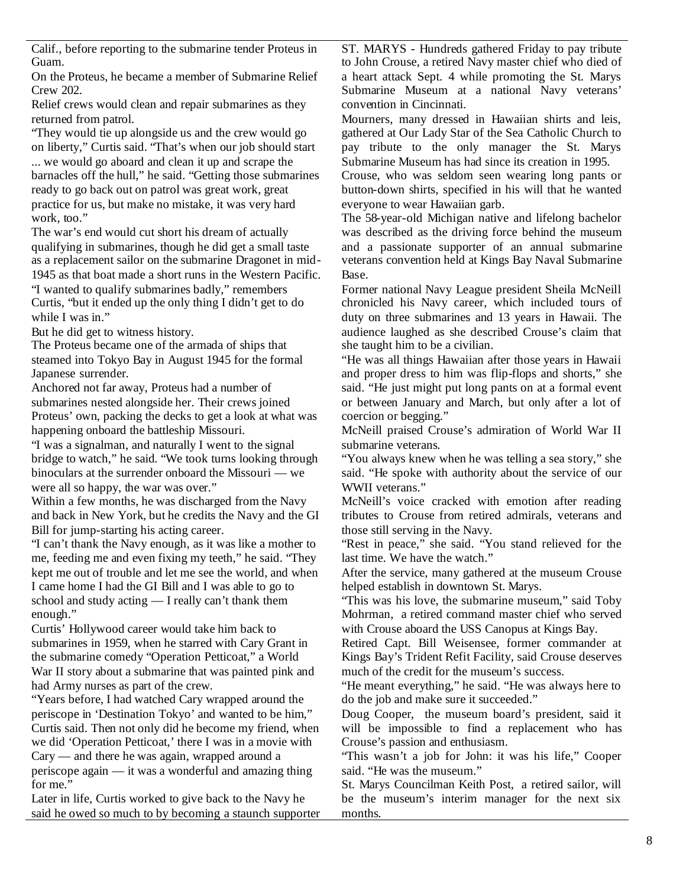Calif., before reporting to the submarine tender Proteus in Guam.

On the Proteus, he became a member of Submarine Relief Crew 202.

Relief crews would clean and repair submarines as they returned from patrol.

"They would tie up alongside us and the crew would go on liberty," Curtis said. "That's when our job should start ... we would go aboard and clean it up and scrape the barnacles off the hull," he said. "Getting those submarines ready to go back out on patrol was great work, great practice for us, but make no mistake, it was very hard work, too."

The war's end would cut short his dream of actually qualifying in submarines, though he did get a small taste as a replacement sailor on the submarine Dragonet in mid-1945 as that boat made a short runs in the Western Pacific.

"I wanted to qualify submarines badly," remembers Curtis, "but it ended up the only thing I didn't get to do while I was in."

But he did get to witness history.

The Proteus became one of the armada of ships that steamed into Tokyo Bay in August 1945 for the formal Japanese surrender.

Anchored not far away, Proteus had a number of submarines nested alongside her. Their crews joined Proteus' own, packing the decks to get a look at what was happening onboard the battleship Missouri.

"I was a signalman, and naturally I went to the signal bridge to watch," he said. "We took turns looking through binoculars at the surrender onboard the Missouri — we were all so happy, the war was over."

Within a few months, he was discharged from the Navy and back in New York, but he credits the Navy and the GI Bill for jump-starting his acting career.

"I can't thank the Navy enough, as it was like a mother to me, feeding me and even fixing my teeth," he said. "They kept me out of trouble and let me see the world, and when I came home I had the GI Bill and I was able to go to school and study acting — I really can't thank them enough."

Curtis' Hollywood career would take him back to submarines in 1959, when he starred with Cary Grant in the submarine comedy "Operation Petticoat," a World War II story about a submarine that was painted pink and had Army nurses as part of the crew.

"Years before, I had watched Cary wrapped around the periscope in 'Destination Tokyo' and wanted to be him," Curtis said. Then not only did he become my friend, when we did 'Operation Petticoat,' there I was in a movie with Cary — and there he was again, wrapped around a periscope again — it was a wonderful and amazing thing for me."

Later in life, Curtis worked to give back to the Navy he said he owed so much to by becoming a staunch supporter

ST. MARYS - Hundreds gathered Friday to pay tribute to John Crouse, a retired Navy master chief who died of a heart attack Sept. 4 while promoting the St. Marys Submarine Museum at a national Navy veterans' convention in Cincinnati.

Mourners, many dressed in Hawaiian shirts and leis, gathered at Our Lady Star of the Sea Catholic Church to pay tribute to the only manager the St. Marys Submarine Museum has had since its creation in 1995.

Crouse, who was seldom seen wearing long pants or button-down shirts, specified in his will that he wanted everyone to wear Hawaiian garb.

The 58-year-old Michigan native and lifelong bachelor was described as the driving force behind the museum and a passionate supporter of an annual submarine veterans convention held at Kings Bay Naval Submarine Base.

Former national Navy League president Sheila McNeill chronicled his Navy career, which included tours of duty on three submarines and 13 years in Hawaii. The audience laughed as she described Crouse's claim that she taught him to be a civilian.

"He was all things Hawaiian after those years in Hawaii and proper dress to him was flip-flops and shorts," she said. "He just might put long pants on at a formal event or between January and March, but only after a lot of coercion or begging."

McNeill praised Crouse's admiration of World War II submarine veterans.

"You always knew when he was telling a sea story," she said. "He spoke with authority about the service of our WWII veterans."

McNeill's voice cracked with emotion after reading tributes to Crouse from retired admirals, veterans and those still serving in the Navy.

"Rest in peace," she said. "You stand relieved for the last time. We have the watch."

After the service, many gathered at the museum Crouse helped establish in downtown St. Marys.

"This was his love, the submarine museum," said Toby Mohrman, a retired command master chief who served with Crouse aboard the USS Canopus at Kings Bay.

Retired Capt. Bill Weisensee, former commander at Kings Bay's Trident Refit Facility, said Crouse deserves much of the credit for the museum's success.

"He meant everything," he said. "He was always here to do the job and make sure it succeeded."

Doug Cooper, the museum board's president, said it will be impossible to find a replacement who has Crouse's passion and enthusiasm.

"This wasn't a job for John: it was his life," Cooper said. "He was the museum."

St. Marys Councilman Keith Post, a retired sailor, will be the museum's interim manager for the next six months.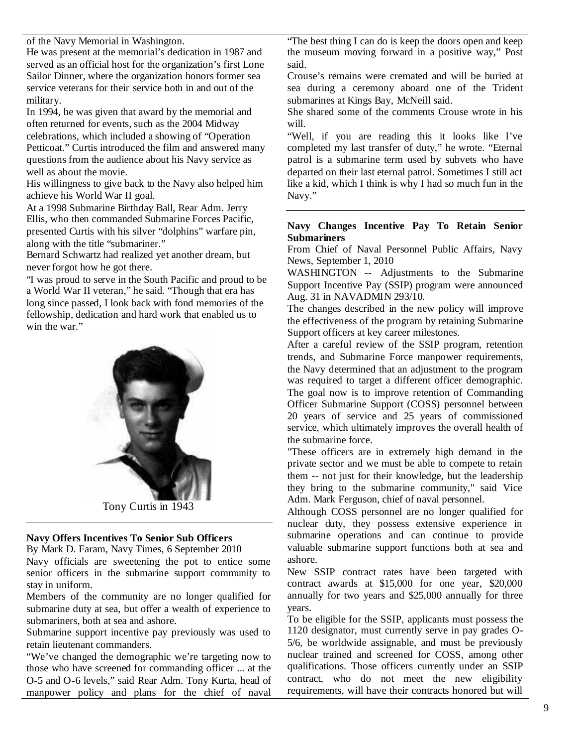of the Navy Memorial in Washington.

He was present at the memorial's dedication in 1987 and served as an official host for the organization's first Lone Sailor Dinner, where the organization honors former sea service veterans for their service both in and out of the military.

In 1994, he was given that award by the memorial and often returned for events, such as the 2004 Midway celebrations, which included a showing of "Operation Petticoat." Curtis introduced the film and answered many questions from the audience about his Navy service as well as about the movie.

His willingness to give back to the Navy also helped him achieve his World War II goal.

At a 1998 Submarine Birthday Ball, Rear Adm. Jerry Ellis, who then commanded Submarine Forces Pacific, presented Curtis with his silver "dolphins" warfare pin, along with the title "submariner."

Bernard Schwartz had realized yet another dream, but never forgot how he got there.

"I was proud to serve in the South Pacific and proud to be a World War II veteran," he said. "Though that era has long since passed, I look back with fond memories of the fellowship, dedication and hard work that enabled us to win the war."

Tony Curtis in 1943

---

**Navy Offers Incentives To Senior Sub Officers**

By Mark D. Faram, Navy Times, 6 September 2010

Navy officials are sweetening the pot to entice some senior officers in the submarine support community to stay in uniform.

Members of the community are no longer qualified for submarine duty at sea, but offer a wealth of experience to submariners, both at sea and ashore.

Submarine support incentive pay previously was used to retain lieutenant commanders.

"We've changed the demographic we're targeting now to those who have screened for commanding officer ... at the O-5 and O-6 levels," said Rear Adm. Tony Kurta, head of manpower policy and plans for the chief of naval

"The best thing I can do is keep the doors open and keep the museum moving forward in a positive way," Post said.

Crouse's remains were cremated and will be buried at sea during a ceremony aboard one of the Trident submarines at Kings Bay, McNeill said.

She shared some of the comments Crouse wrote in his will.

"Well, if you are reading this it looks like I've completed my last transfer of duty," he wrote. "Eternal patrol is a submarine term used by subvets who have departed on their last eternal patrol. Sometimes I still act like a kid, which I think is why I had so much fun in the Navy."

---

**Navy Changes Incentive Pay To Retain Senior Submariners**

From Chief of Naval Personnel Public Affairs, Navy News, September 1, 2010

WASHINGTON -- Adjustments to the Submarine Support Incentive Pay (SSIP) program were announced Aug. 31 in NAVADMIN 293/10.

The changes described in the new policy will improve the effectiveness of the program by retaining Submarine Support officers at key career milestones.

After a careful review of the SSIP program, retention trends, and Submarine Force manpower requirements, the Navy determined that an adjustment to the program was required to target a different officer demographic. The goal now is to improve retention of Commanding Officer Submarine Support (COSS) personnel between 20 years of service and 25 years of commissioned service, which ultimately improves the overall health of the submarine force.

"These officers are in extremely high demand in the private sector and we must be able to compete to retain them -- not just for their knowledge, but the leadership they bring to the submarine community," said Vice Adm. Mark Ferguson, chief of naval personnel.

Although COSS personnel are no longer qualified for nuclear duty, they possess extensive experience in submarine operations and can continue to provide valuable submarine support functions both at sea and ashore.

New SSIP contract rates have been targeted with contract awards at $15,000 for one year, $20,000 annually for two years and $25,000 annually for three years.

To be eligible for the SSIP, applicants must possess the 1120 designator, must currently serve in pay grades O-5/6, be worldwide assignable, and must be previously nuclear trained and screened for COSS, among other qualifications. Those officers currently under an SSIP contract, who do not meet the new eligibility requirements, will have their contracts honored but will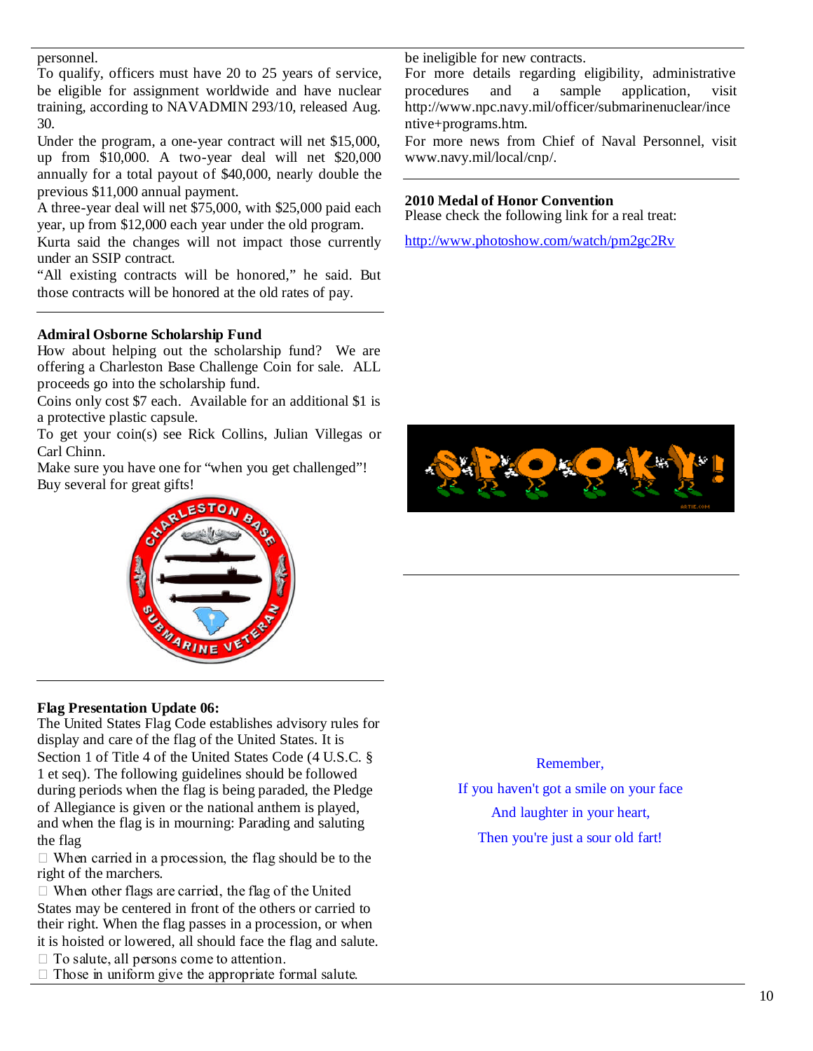personnel.

To qualify, officers must have 20 to 25 years of service, be eligible for assignment worldwide and have nuclear training, according to NAVADMIN 293/10, released Aug. 30.

Under the program, a one-year contract will net $15,000, up from $10,000. A two-year deal will net $20,000 annually for a total payout of $40,000, nearly double the previous $11,000 annual payment.

A three-year deal will net $75,000, with $25,000 paid each year, up from $12,000 each year under the old program.

Kurta said the changes will not impact those currently under an SSIP contract.

"All existing contracts will be honored," he said. But those contracts will be honored at the old rates of pay.

**Admiral Osborne Scholarship Fund**

How about helping out the scholarship fund? We are offering a Charleston Base Challenge Coin for sale. ALL proceeds go into the scholarship fund.

Coins only cost $7 each. Available for an additional $1 is a protective plastic capsule.

To get your coin(s) see Rick Collins, Julian Villegas or Carl Chinn.

Make sure you have one for "when you get challenged"! Buy several for great gifts!

**Flag Presentation Update 06:**

The United States Flag Code establishes advisory rules for display and care of the flag of the United States. It is Section 1 of Title 4 of the United States Code (4 U.S.C. § 1 et seq). The following guidelines should be followed during periods when the flag is being paraded, the Pledge of Allegiance is given or the national anthem is played, and when the flag is in mourning: Parading and saluting the flag

- When carried in a procession, the flag should be to the right of the marchers.
- When other flags are carried, the flag of the United States may be centered in front of the others or carried to their right. When the flag passes in a procession, or when it is hoisted or lowered, all should face the flag and salute.
- To salute, all persons come to attention.
- Those in uniform give the appropriate formal salute.

be ineligible for new contracts.

For more details regarding eligibility, administrative procedures and a sample application, visit http://www.npc.navy.mil/officer/submarinenuclear/incentive+programs.htm.

For more news from Chief of Naval Personnel, visit www.navy.mil/local/cnp/.

**2010 Medal of Honor Convention**

Please check the following link for a real treat:

http://www.photoshow.com/watch/pm2gc2Rv

Remember,

If you haven't got a smile on your face

And laughter in your heart,

Then you're just a sour old fart!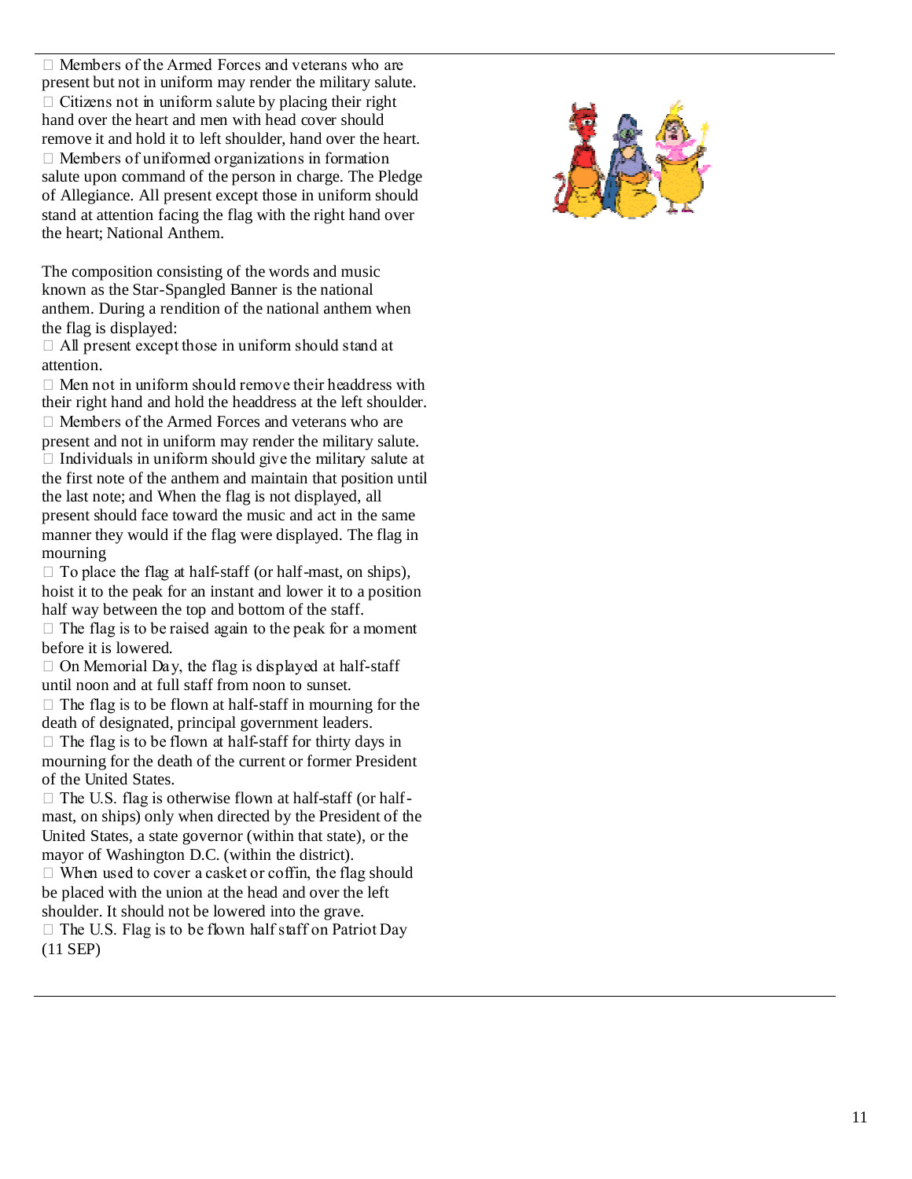- Members of the Armed Forces and veterans who are present but not in uniform may render the military salute.
- Citizens not in uniform salute by placing their right hand over the heart and men with head cover should remove it and hold it to left shoulder, hand over the heart.
- Members of uniformed organizations in formation salute upon command of the person in charge. The Pledge of Allegiance. All present except those in uniform should stand at attention facing the flag with the right hand over the heart; National Anthem.

The composition consisting of the words and music known as the Star-Spangled Banner is the national anthem. During a rendition of the national anthem when the flag is displayed:

- All present except those in uniform should stand at attention.
- Men not in uniform should remove their headdress with their right hand and hold the headdress at the left shoulder.
- Members of the Armed Forces and veterans who are present and not in uniform may render the military salute.
- Individuals in uniform should give the military salute at the first note of the anthem and maintain that position until the last note; and When the flag is not displayed, all present should face toward the music and act in the same manner they would if the flag were displayed. The flag in mourning
- To place the flag at half-staff (or half-mast, on ships), hoist it to the peak for an instant and lower it to a position half way between the top and bottom of the staff.
- The flag is to be raised again to the peak for a moment before it is lowered.
- On Memorial Day, the flag is displayed at half-staff until noon and at full staff from noon to sunset.
- The flag is to be flown at half-staff in mourning for the death of designated, principal government leaders.
- The flag is to be flown at half-staff for thirty days in mourning for the death of the current or former President of the United States.
- The U.S. flag is otherwise flown at half-staff (or half-mast, on ships) only when directed by the President of the United States, a state governor (within that state), or the mayor of Washington D.C. (within the district).
- When used to cover a casket or coffin, the flag should be placed with the union at the head and over the left shoulder. It should not be lowered into the grave.
- The U.S. Flag is to be flown half staff on Patriot Day (11 SEP)